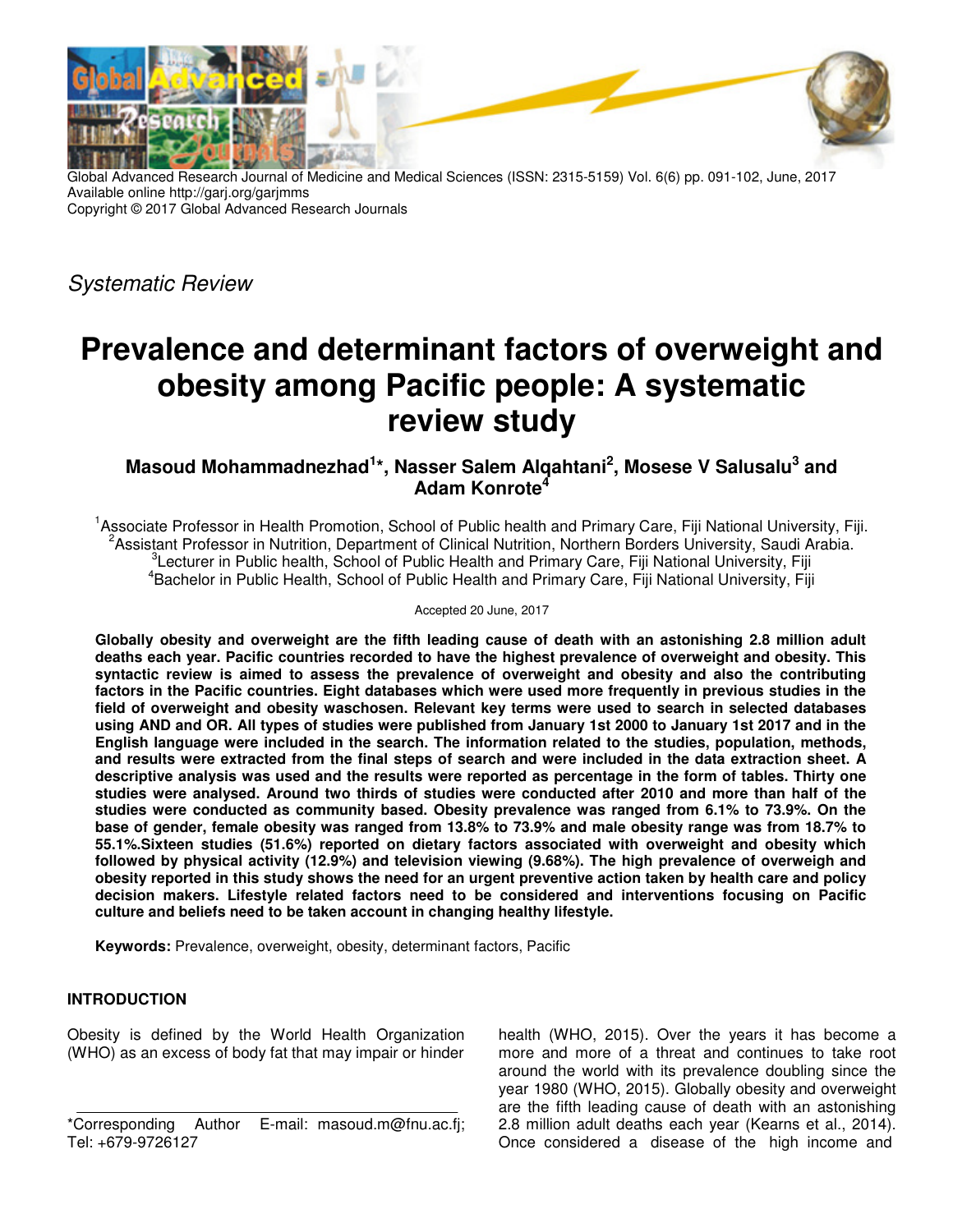Global Advanced Research Journal of Medicine and Medical Sciences (ISSN: 2315-5159) Vol. 6(6) pp. 091-102, June, 2017
Available online http://garj.org/garjmms
Copyright © 2017 Global Advanced Research Journals

*Systematic Review*

# Prevalence and determinant factors of overweight and obesity among Pacific people: A systematic review study

**Masoud Mohammadnezhad[1]*, Nasser Salem Alqahtani[2], Mosese V Salusalu[3] and Adam Konrote[4]**

[1]Associate Professor in Health Promotion, School of Public health and Primary Care, Fiji National University, Fiji.
[2]Assistant Professor in Nutrition, Department of Clinical Nutrition, Northern Borders University, Saudi Arabia.
[3]Lecturer in Public health, School of Public Health and Primary Care, Fiji National University, Fiji
[4]Bachelor in Public Health, School of Public Health and Primary Care, Fiji National University, Fiji

Accepted 20 June, 2017

**Globally obesity and overweight are the fifth leading cause of death with an astonishing 2.8 million adult deaths each year. Pacific countries recorded to have the highest prevalence of overweight and obesity. This syntactic review is aimed to assess the prevalence of overweight and obesity and also the contributing factors in the Pacific countries. Eight databases which were used more frequently in previous studies in the field of overweight and obesity waschosen. Relevant key terms were used to search in selected databases using AND and OR. All types of studies were published from January 1st 2000 to January 1st 2017 and in the English language were included in the search. The information related to the studies, population, methods, and results were extracted from the final steps of search and were included in the data extraction sheet. A descriptive analysis was used and the results were reported as percentage in the form of tables. Thirty one studies were analysed. Around two thirds of studies were conducted after 2010 and more than half of the studies were conducted as community based. Obesity prevalence was ranged from 6.1% to 73.9%. On the base of gender, female obesity was ranged from 13.8% to 73.9% and male obesity range was from 18.7% to 55.1%.Sixteen studies (51.6%) reported on dietary factors associated with overweight and obesity which followed by physical activity (12.9%) and television viewing (9.68%). The high prevalence of overweigh and obesity reported in this study shows the need for an urgent preventive action taken by health care and policy decision makers. Lifestyle related factors need to be considered and interventions focusing on Pacific culture and beliefs need to be taken account in changing healthy lifestyle.**

**Keywords:** Prevalence, overweight, obesity, determinant factors, Pacific

## INTRODUCTION

Obesity is defined by the World Health Organization (WHO) as an excess of body fat that may impair or hinder health (WHO, 2015). Over the years it has become a more and more of a threat and continues to take root around the world with its prevalence doubling since the year 1980 (WHO, 2015). Globally obesity and overweight are the fifth leading cause of death with an astonishing 2.8 million adult deaths each year (Kearns et al., 2014). Once considered a disease of the high income and

*Corresponding Author E-mail: masoud.m@fnu.ac.fj; Tel: +679-9726127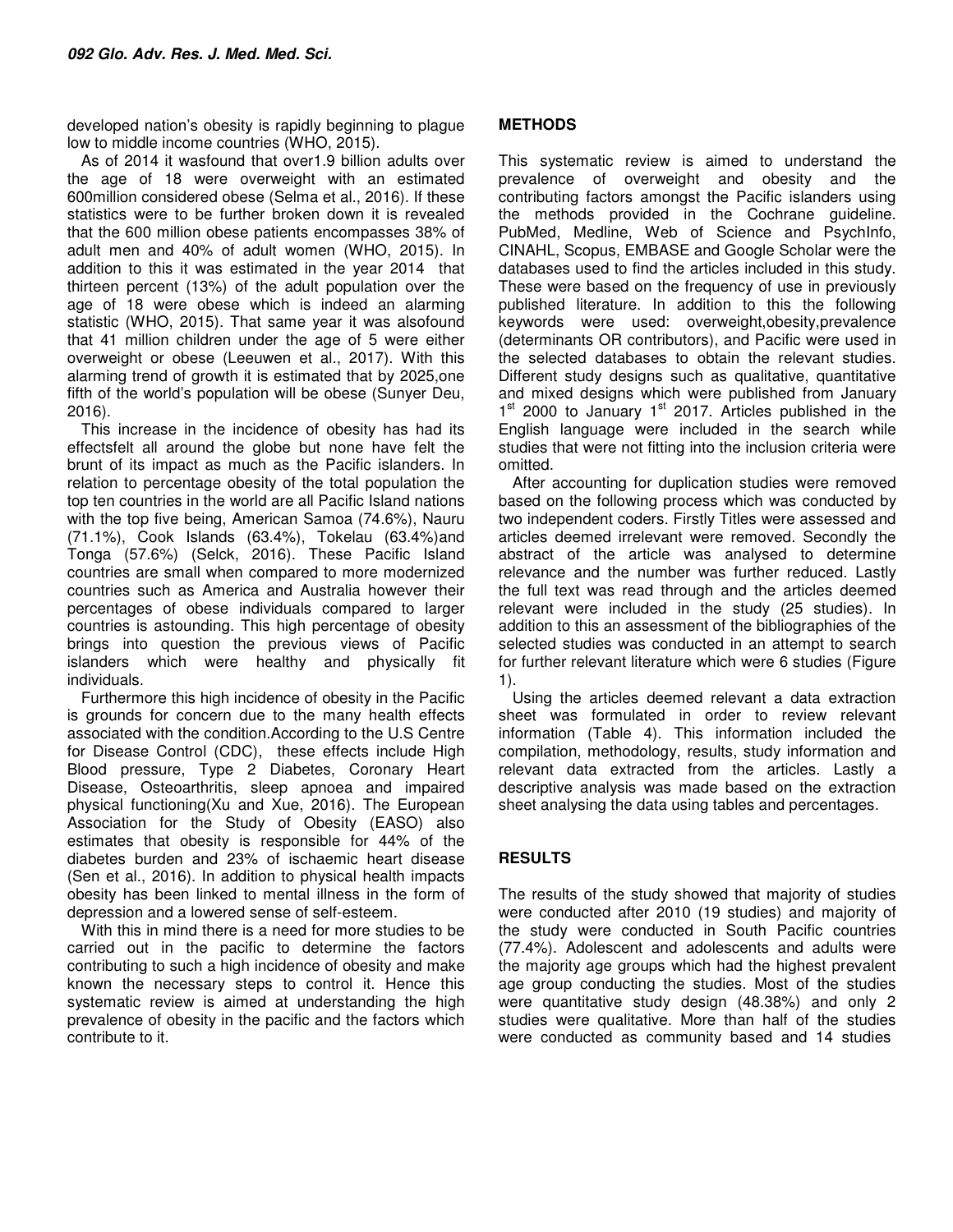developed nation's obesity is rapidly beginning to plague low to middle income countries (WHO, 2015).

As of 2014 it wasfound that over1.9 billion adults over the age of 18 were overweight with an estimated 600million considered obese (Selma et al., 2016). If these statistics were to be further broken down it is revealed that the 600 million obese patients encompasses 38% of adult men and 40% of adult women (WHO, 2015). In addition to this it was estimated in the year 2014 that thirteen percent (13%) of the adult population over the age of 18 were obese which is indeed an alarming statistic (WHO, 2015). That same year it was alsofound that 41 million children under the age of 5 were either overweight or obese (Leeuwen et al., 2017). With this alarming trend of growth it is estimated that by 2025,one fifth of the world's population will be obese (Sunyer Deu, 2016).

This increase in the incidence of obesity has had its effectsfelt all around the globe but none have felt the brunt of its impact as much as the Pacific islanders. In relation to percentage obesity of the total population the top ten countries in the world are all Pacific Island nations with the top five being, American Samoa (74.6%), Nauru (71.1%), Cook Islands (63.4%), Tokelau (63.4%)and Tonga (57.6%) (Selck, 2016). These Pacific Island countries are small when compared to more modernized countries such as America and Australia however their percentages of obese individuals compared to larger countries is astounding. This high percentage of obesity brings into question the previous views of Pacific islanders which were healthy and physically fit individuals.

Furthermore this high incidence of obesity in the Pacific is grounds for concern due to the many health effects associated with the condition.According to the U.S Centre for Disease Control (CDC), these effects include High Blood pressure, Type 2 Diabetes, Coronary Heart Disease, Osteoarthritis, sleep apnoea and impaired physical functioning(Xu and Xue, 2016). The European Association for the Study of Obesity (EASO) also estimates that obesity is responsible for 44% of the diabetes burden and 23% of ischaemic heart disease (Sen et al., 2016). In addition to physical health impacts obesity has been linked to mental illness in the form of depression and a lowered sense of self-esteem.

With this in mind there is a need for more studies to be carried out in the pacific to determine the factors contributing to such a high incidence of obesity and make known the necessary steps to control it. Hence this systematic review is aimed at understanding the high prevalence of obesity in the pacific and the factors which contribute to it.

## METHODS

This systematic review is aimed to understand the prevalence of overweight and obesity and the contributing factors amongst the Pacific islanders using the methods provided in the Cochrane guideline. PubMed, Medline, Web of Science and PsychInfo, CINAHL, Scopus, EMBASE and Google Scholar were the databases used to find the articles included in this study. These were based on the frequency of use in previously published literature. In addition to this the following keywords were used: overweight,obesity,prevalence (determinants OR contributors), and Pacific were used in the selected databases to obtain the relevant studies. Different study designs such as qualitative, quantitative and mixed designs which were published from January 1st 2000 to January 1st 2017. Articles published in the English language were included in the search while studies that were not fitting into the inclusion criteria were omitted.

After accounting for duplication studies were removed based on the following process which was conducted by two independent coders. Firstly Titles were assessed and articles deemed irrelevant were removed. Secondly the abstract of the article was analysed to determine relevance and the number was further reduced. Lastly the full text was read through and the articles deemed relevant were included in the study (25 studies). In addition to this an assessment of the bibliographies of the selected studies was conducted in an attempt to search for further relevant literature which were 6 studies (Figure 1).

Using the articles deemed relevant a data extraction sheet was formulated in order to review relevant information (Table 4). This information included the compilation, methodology, results, study information and relevant data extracted from the articles. Lastly a descriptive analysis was made based on the extraction sheet analysing the data using tables and percentages.

## RESULTS

The results of the study showed that majority of studies were conducted after 2010 (19 studies) and majority of the study were conducted in South Pacific countries (77.4%). Adolescent and adolescents and adults were the majority age groups which had the highest prevalent age group conducting the studies. Most of the studies were quantitative study design (48.38%) and only 2 studies were qualitative. More than half of the studies were conducted as community based and 14 studies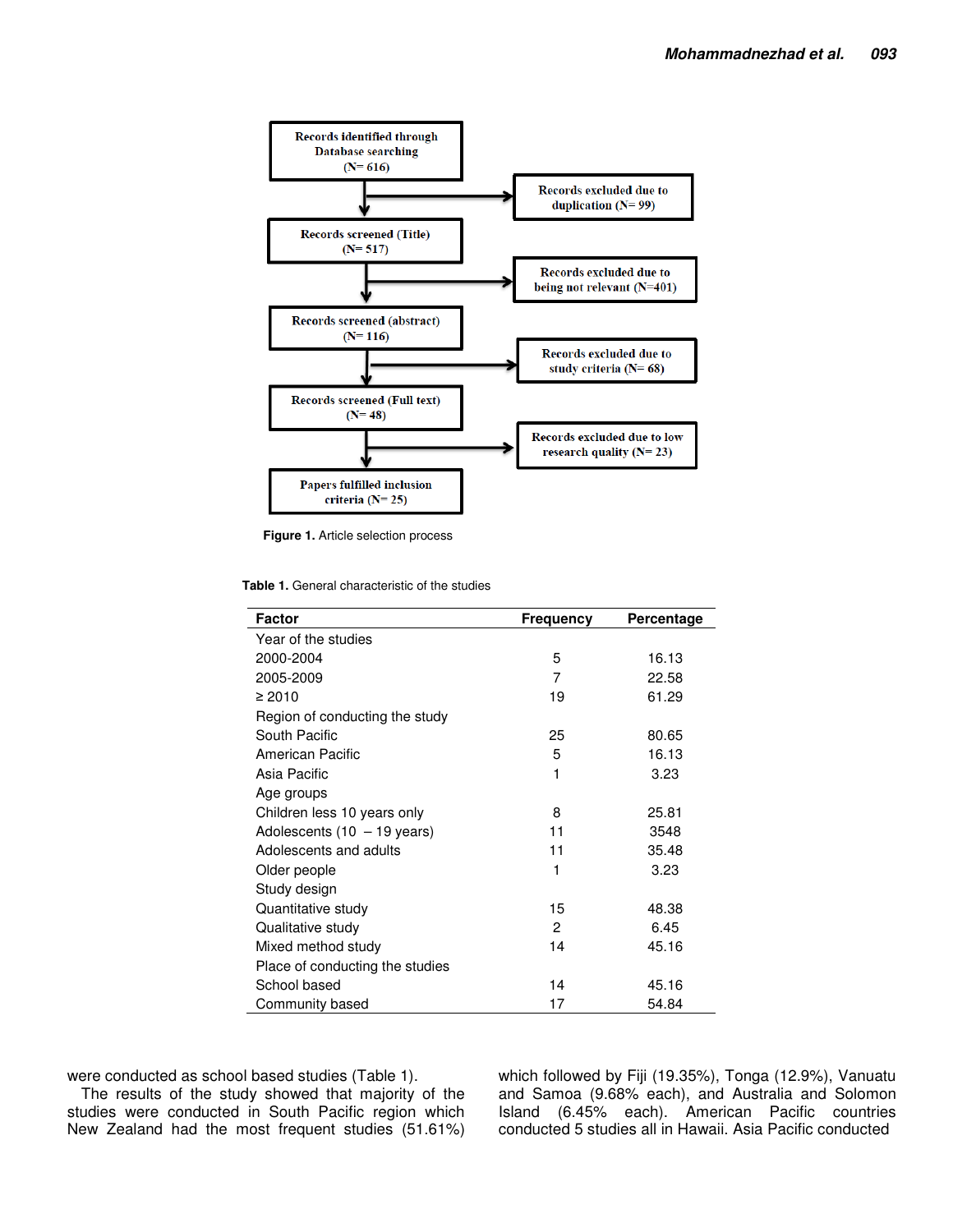Records identified through Database searching (N= 616)

Records excluded due to duplication (N= 99)

Records screened (Title) (N= 517)

Records excluded due to being not relevant (N=401)

Records screened (abstract) (N= 116)

Records excluded due to study criteria (N= 68)

Records screened (Full text) (N= 48)

Records excluded due to low research quality (N= 23)

Papers fulfilled inclusion criteria (N= 25)

**Figure 1.** Article selection process

**Table 1.** General characteristic of the studies

| Factor | Frequency | Percentage |
|---|---|---|
| Year of the studies | | |
| 2000-2004 | 5 | 16.13 |
| 2005-2009 | 7 | 22.58 |
| ≥ 2010 | 19 | 61.29 |
| Region of conducting the study | | |
| South Pacific | 25 | 80.65 |
| American Pacific | 5 | 16.13 |
| Asia Pacific | 1 | 3.23 |
| Age groups | | |
| Children less 10 years only | 8 | 25.81 |
| Adolescents (10 – 19 years) | 11 | 3548 |
| Adolescents and adults | 11 | 35.48 |
| Older people | 1 | 3.23 |
| Study design | | |
| Quantitative study | 15 | 48.38 |
| Qualitative study | 2 | 6.45 |
| Mixed method study | 14 | 45.16 |
| Place of conducting the studies | | |
| School based | 14 | 45.16 |
| Community based | 17 | 54.84 |

were conducted as school based studies (Table 1).

The results of the study showed that majority of the studies were conducted in South Pacific region which New Zealand had the most frequent studies (51.61%) which followed by Fiji (19.35%), Tonga (12.9%), Vanuatu and Samoa (9.68% each), and Australia and Solomon Island (6.45% each). American Pacific countries conducted 5 studies all in Hawaii. Asia Pacific conducted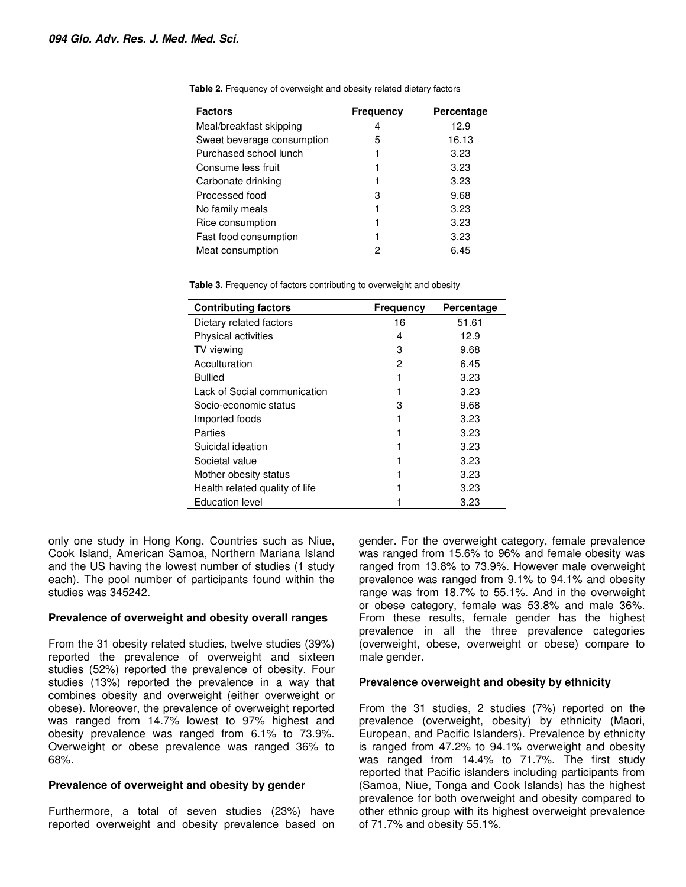**Table 2.** Frequency of overweight and obesity related dietary factors

| Factors | Frequency | Percentage |
|---|---|---|
| Meal/breakfast skipping | 4 | 12.9 |
| Sweet beverage consumption | 5 | 16.13 |
| Purchased school lunch | 1 | 3.23 |
| Consume less fruit | 1 | 3.23 |
| Carbonate drinking | 1 | 3.23 |
| Processed food | 3 | 9.68 |
| No family meals | 1 | 3.23 |
| Rice consumption | 1 | 3.23 |
| Fast food consumption | 1 | 3.23 |
| Meat consumption | 2 | 6.45 |

**Table 3.** Frequency of factors contributing to overweight and obesity

| Contributing factors | Frequency | Percentage |
|---|---|---|
| Dietary related factors | 16 | 51.61 |
| Physical activities | 4 | 12.9 |
| TV viewing | 3 | 9.68 |
| Acculturation | 2 | 6.45 |
| Bullied | 1 | 3.23 |
| Lack of Social communication | 1 | 3.23 |
| Socio-economic status | 3 | 9.68 |
| Imported foods | 1 | 3.23 |
| Parties | 1 | 3.23 |
| Suicidal ideation | 1 | 3.23 |
| Societal value | 1 | 3.23 |
| Mother obesity status | 1 | 3.23 |
| Health related quality of life | 1 | 3.23 |
| Education level | 1 | 3.23 |

only one study in Hong Kong. Countries such as Niue, Cook Island, American Samoa, Northern Mariana Island and the US having the lowest number of studies (1 study each). The pool number of participants found within the studies was 345242.

### Prevalence of overweight and obesity overall ranges

From the 31 obesity related studies, twelve studies (39%) reported the prevalence of overweight and sixteen studies (52%) reported the prevalence of obesity. Four studies (13%) reported the prevalence in a way that combines obesity and overweight (either overweight or obese). Moreover, the prevalence of overweight reported was ranged from 14.7% lowest to 97% highest and obesity prevalence was ranged from 6.1% to 73.9%. Overweight or obese prevalence was ranged 36% to 68%.

### Prevalence of overweight and obesity by gender

Furthermore, a total of seven studies (23%) have reported overweight and obesity prevalence based on gender. For the overweight category, female prevalence was ranged from 15.6% to 96% and female obesity was ranged from 13.8% to 73.9%. However male overweight prevalence was ranged from 9.1% to 94.1% and obesity range was from 18.7% to 55.1%. And in the overweight or obese category, female was 53.8% and male 36%. From these results, female gender has the highest prevalence in all the three prevalence categories (overweight, obese, overweight or obese) compare to male gender.

### Prevalence overweight and obesity by ethnicity

From the 31 studies, 2 studies (7%) reported on the prevalence (overweight, obesity) by ethnicity (Maori, European, and Pacific Islanders). Prevalence by ethnicity is ranged from 47.2% to 94.1% overweight and obesity was ranged from 14.4% to 71.7%. The first study reported that Pacific islanders including participants from (Samoa, Niue, Tonga and Cook Islands) has the highest prevalence for both overweight and obesity compared to other ethnic group with its highest overweight prevalence of 71.7% and obesity 55.1%.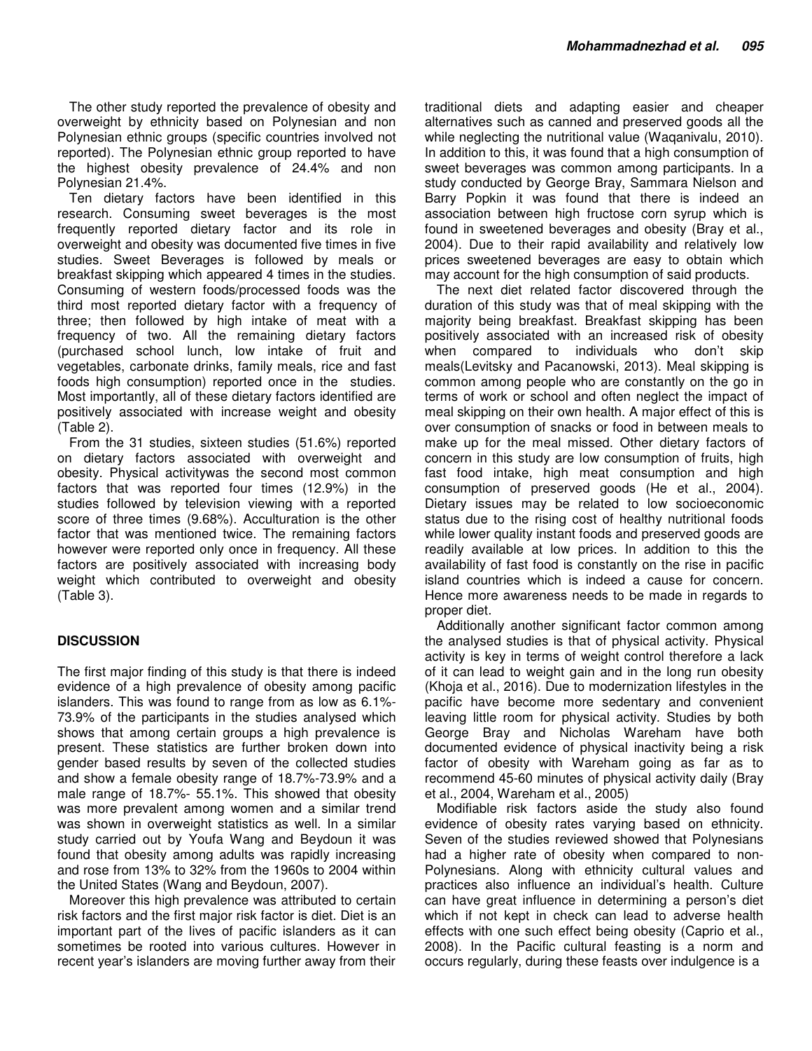The other study reported the prevalence of obesity and overweight by ethnicity based on Polynesian and non Polynesian ethnic groups (specific countries involved not reported). The Polynesian ethnic group reported to have the highest obesity prevalence of 24.4% and non Polynesian 21.4%.

Ten dietary factors have been identified in this research. Consuming sweet beverages is the most frequently reported dietary factor and its role in overweight and obesity was documented five times in five studies. Sweet Beverages is followed by meals or breakfast skipping which appeared 4 times in the studies. Consuming of western foods/processed foods was the third most reported dietary factor with a frequency of three; then followed by high intake of meat with a frequency of two. All the remaining dietary factors (purchased school lunch, low intake of fruit and vegetables, carbonate drinks, family meals, rice and fast foods high consumption) reported once in the studies. Most importantly, all of these dietary factors identified are positively associated with increase weight and obesity (Table 2).

From the 31 studies, sixteen studies (51.6%) reported on dietary factors associated with overweight and obesity. Physical activitywas the second most common factors that was reported four times (12.9%) in the studies followed by television viewing with a reported score of three times (9.68%). Acculturation is the other factor that was mentioned twice. The remaining factors however were reported only once in frequency. All these factors are positively associated with increasing body weight which contributed to overweight and obesity (Table 3).

## DISCUSSION

The first major finding of this study is that there is indeed evidence of a high prevalence of obesity among pacific islanders. This was found to range from as low as 6.1%-73.9% of the participants in the studies analysed which shows that among certain groups a high prevalence is present. These statistics are further broken down into gender based results by seven of the collected studies and show a female obesity range of 18.7%-73.9% and a male range of 18.7%- 55.1%. This showed that obesity was more prevalent among women and a similar trend was shown in overweight statistics as well. In a similar study carried out by Youfa Wang and Beydoun it was found that obesity among adults was rapidly increasing and rose from 13% to 32% from the 1960s to 2004 within the United States (Wang and Beydoun, 2007).

Moreover this high prevalence was attributed to certain risk factors and the first major risk factor is diet. Diet is an important part of the lives of pacific islanders as it can sometimes be rooted into various cultures. However in recent year's islanders are moving further away from their traditional diets and adapting easier and cheaper alternatives such as canned and preserved goods all the while neglecting the nutritional value (Waqanivalu, 2010). In addition to this, it was found that a high consumption of sweet beverages was common among participants. In a study conducted by George Bray, Sammara Nielson and Barry Popkin it was found that there is indeed an association between high fructose corn syrup which is found in sweetened beverages and obesity (Bray et al., 2004). Due to their rapid availability and relatively low prices sweetened beverages are easy to obtain which may account for the high consumption of said products.

The next diet related factor discovered through the duration of this study was that of meal skipping with the majority being breakfast. Breakfast skipping has been positively associated with an increased risk of obesity when compared to individuals who don't skip meals(Levitsky and Pacanowski, 2013). Meal skipping is common among people who are constantly on the go in terms of work or school and often neglect the impact of meal skipping on their own health. A major effect of this is over consumption of snacks or food in between meals to make up for the meal missed. Other dietary factors of concern in this study are low consumption of fruits, high fast food intake, high meat consumption and high consumption of preserved goods (He et al., 2004). Dietary issues may be related to low socioeconomic status due to the rising cost of healthy nutritional foods while lower quality instant foods and preserved goods are readily available at low prices. In addition to this the availability of fast food is constantly on the rise in pacific island countries which is indeed a cause for concern. Hence more awareness needs to be made in regards to proper diet.

Additionally another significant factor common among the analysed studies is that of physical activity. Physical activity is key in terms of weight control therefore a lack of it can lead to weight gain and in the long run obesity (Khoja et al., 2016). Due to modernization lifestyles in the pacific have become more sedentary and convenient leaving little room for physical activity. Studies by both George Bray and Nicholas Wareham have both documented evidence of physical inactivity being a risk factor of obesity with Wareham going as far as to recommend 45-60 minutes of physical activity daily (Bray et al., 2004, Wareham et al., 2005)

Modifiable risk factors aside the study also found evidence of obesity rates varying based on ethnicity. Seven of the studies reviewed showed that Polynesians had a higher rate of obesity when compared to non-Polynesians. Along with ethnicity cultural values and practices also influence an individual's health. Culture can have great influence in determining a person's diet which if not kept in check can lead to adverse health effects with one such effect being obesity (Caprio et al., 2008). In the Pacific cultural feasting is a norm and occurs regularly, during these feasts over indulgence is a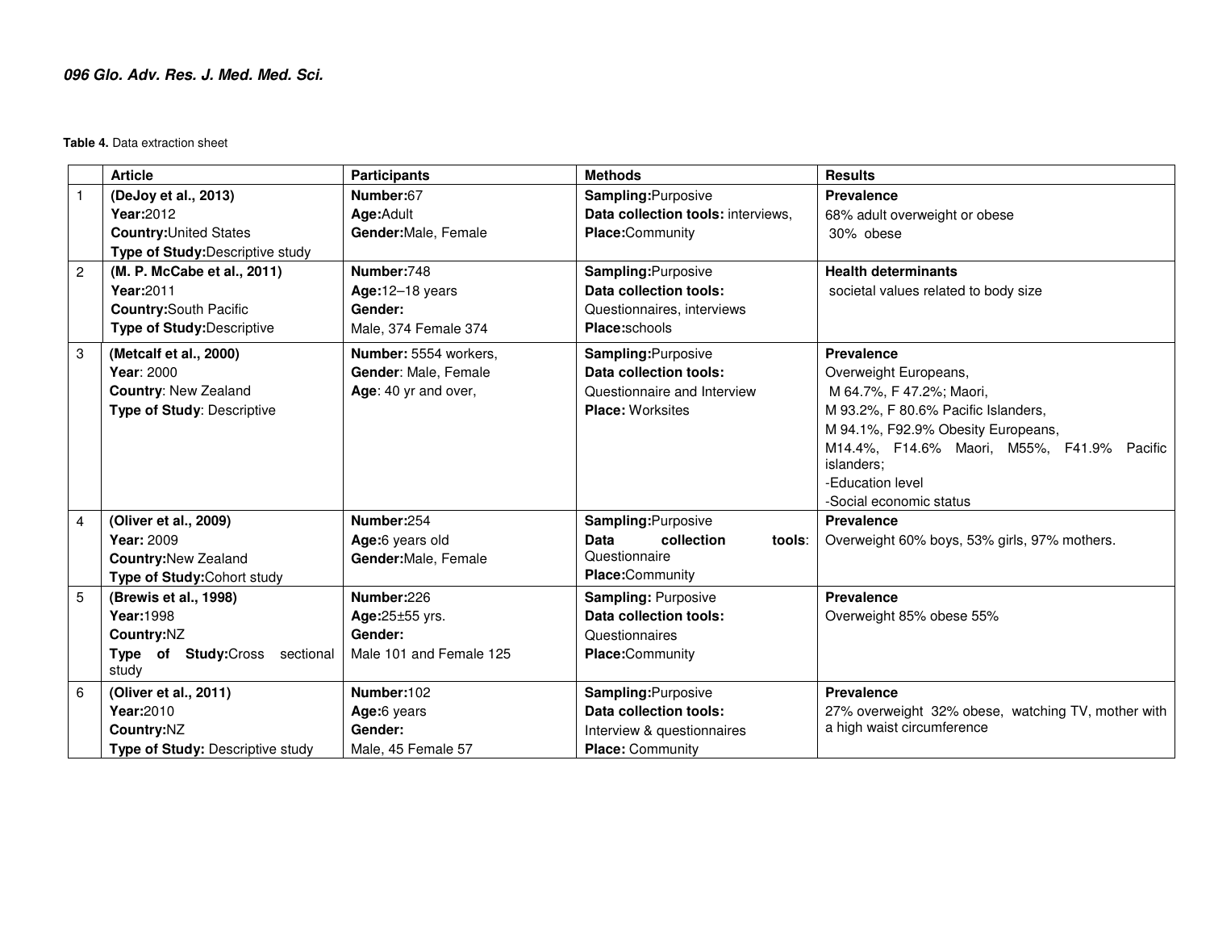**Table 4.** Data extraction sheet

| | Article | Participants | Methods | Results |
|---|---|---|---|---|
| 1 | **(DeJoy et al., 2013)**<br>**Year:**2012<br>**Country:**United States<br>**Type of Study:**Descriptive study | **Number:**67<br>**Age:**Adult<br>**Gender:**Male, Female | **Sampling:**Purposive<br>**Data collection tools:** interviews,<br>**Place:**Community | **Prevalence**<br>68% adult overweight or obese<br>30% obese |
| 2 | **(M. P. McCabe et al., 2011)**<br>**Year:**2011<br>**Country:**South Pacific<br>**Type of Study:**Descriptive | **Number:**748<br>**Age:**12–18 years<br>**Gender:**<br>Male, 374 Female 374 | **Sampling:**Purposive<br>**Data collection tools:**<br>Questionnaires, interviews<br>**Place:**schools | **Health determinants**<br>societal values related to body size |
| 3 | **(Metcalf et al., 2000)**<br>**Year**: 2000<br>**Country**: New Zealand<br>**Type of Study**: Descriptive | **Number:** 5554 workers,<br>**Gender**: Male, Female<br>**Age**: 40 yr and over, | **Sampling:**Purposive<br>**Data collection tools:**<br>Questionnaire and Interview<br>**Place:** Worksites | **Prevalence**<br>Overweight Europeans,<br>M 64.7%, F 47.2%; Maori,<br>M 93.2%, F 80.6% Pacific Islanders,<br>M 94.1%, F92.9% Obesity Europeans,<br>M14.4%, F14.6% Maori, M55%, F41.9% Pacific islanders;<br>-Education level<br>-Social economic status |
| 4 | **(Oliver et al., 2009)**<br>**Year:** 2009<br>**Country:**New Zealand<br>**Type of Study:**Cohort study | **Number:**254<br>**Age:**6 years old<br>**Gender:**Male, Female | **Sampling:**Purposive<br>**Data collection tools**:<br>Questionnaire<br>**Place:**Community | **Prevalence**<br>Overweight 60% boys, 53% girls, 97% mothers. |
| 5 | **(Brewis et al., 1998)**<br>**Year:**1998<br>**Country:**NZ<br>**Type of Study:**Cross sectional study | **Number:**226<br>**Age:**25±55 yrs.<br>**Gender:**<br>Male 101 and Female 125 | **Sampling:** Purposive<br>**Data collection tools:**<br>Questionnaires<br>**Place:**Community | **Prevalence**<br>Overweight 85% obese 55% |
| 6 | **(Oliver et al., 2011)**<br>**Year:**2010<br>**Country:**NZ<br>**Type of Study:** Descriptive study | **Number:**102<br>**Age:**6 years<br>**Gender:**<br>Male, 45 Female 57 | **Sampling:**Purposive<br>**Data collection tools:**<br>Interview & questionnaires<br>**Place:** Community | **Prevalence**<br>27% overweight 32% obese, watching TV, mother with a high waist circumference |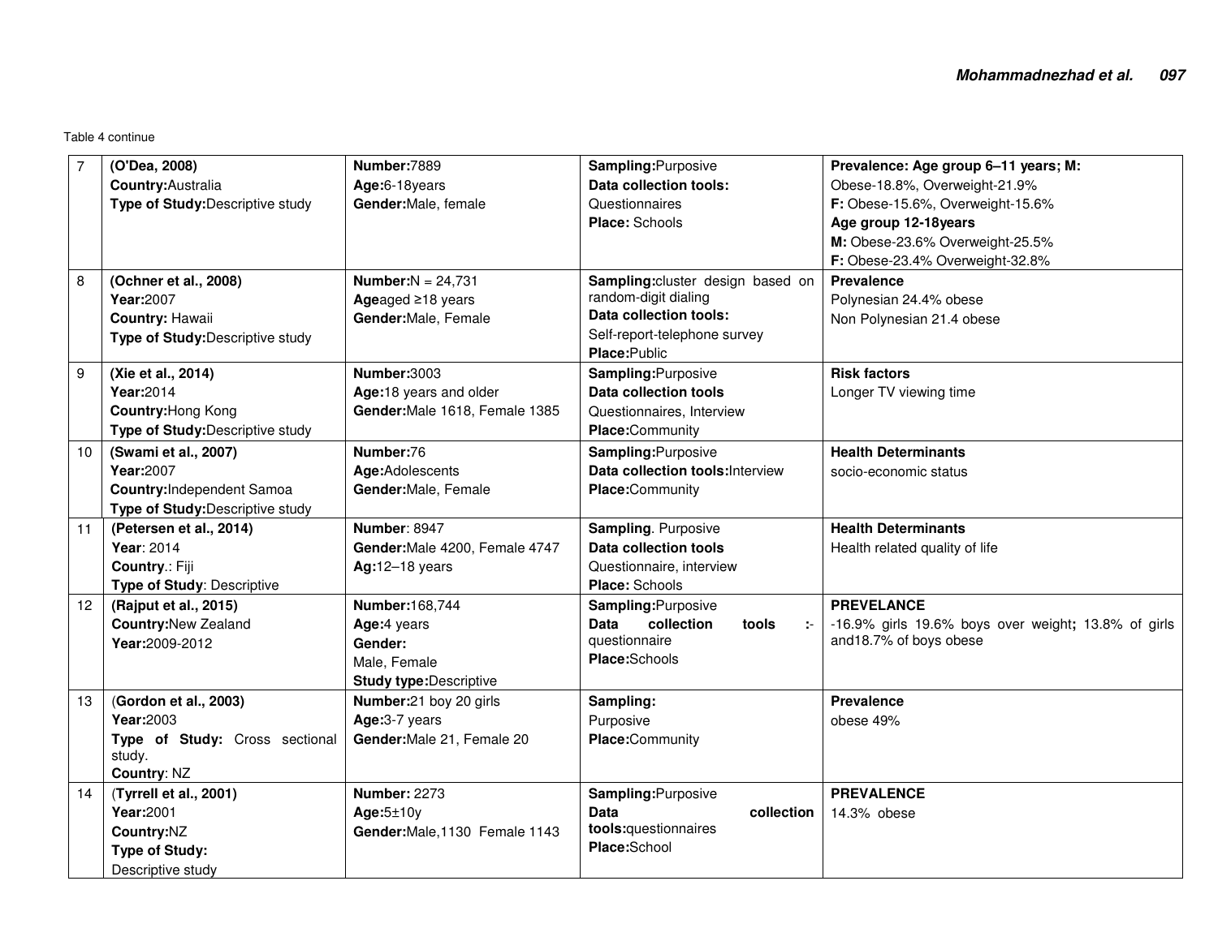Table 4 continue

| | | | | |
|---|---|---|---|---|
| 7 | **(O'Dea, 2008)**<br>**Country:**Australia<br>**Type of Study:**Descriptive study | **Number:**7889<br>**Age:**6-18years<br>**Gender:**Male, female | **Sampling:**Purposive<br>**Data collection tools:**<br>Questionnaires<br>**Place:** Schools | **Prevalence: Age group 6–11 years; M:**<br>Obese-18.8%, Overweight-21.9%<br>**F:** Obese-15.6%, Overweight-15.6%<br>**Age group 12-18years**<br>**M:** Obese-23.6% Overweight-25.5%<br>**F:** Obese-23.4% Overweight-32.8% |
| 8 | **(Ochner et al., 2008)**<br>**Year:**2007<br>**Country:** Hawaii<br>**Type of Study:**Descriptive study | **Number:**N = 24,731<br>**Age**aged ≥18 years<br>**Gender:**Male, Female | **Sampling:**cluster design based on random-digit dialing<br>**Data collection tools:**<br>Self-report-telephone survey<br>**Place:**Public | **Prevalence**<br>Polynesian 24.4% obese<br>Non Polynesian 21.4 obese |
| 9 | **(Xie et al., 2014)**<br>**Year:**2014<br>**Country:**Hong Kong<br>**Type of Study:**Descriptive study | **Number:**3003<br>**Age:**18 years and older<br>**Gender:**Male 1618, Female 1385 | **Sampling:**Purposive<br>**Data collection tools**<br>Questionnaires, Interview<br>**Place:**Community | **Risk factors**<br>Longer TV viewing time |
| 10 | **(Swami et al., 2007)**<br>**Year:**2007<br>**Country:**Independent Samoa<br>**Type of Study:**Descriptive study | **Number:**76<br>**Age:**Adolescents<br>**Gender:**Male, Female | **Sampling:**Purposive<br>**Data collection tools:**Interview<br>**Place:**Community | **Health Determinants**<br>socio-economic status |
| 11 | **(Petersen et al., 2014)**<br>**Year**: 2014<br>**Country**.: Fiji<br>**Type of Study**: Descriptive | **Number**: 8947<br>**Gender:**Male 4200, Female 4747<br>**Ag:**12–18 years | **Sampling**. Purposive<br>**Data collection tools**<br>Questionnaire, interview<br>**Place:** Schools | **Health Determinants**<br>Health related quality of life |
| 12 | **(Rajput et al., 2015)**<br>**Country:**New Zealand<br>**Year:**2009-2012 | **Number:**168,744<br>**Age:**4 years<br>**Gender:**<br>Male, Female<br>**Study type:**Descriptive | **Sampling:**Purposive<br>**Data collection tools** :-questionnaire<br>**Place:**Schools | **PREVELANCE**<br>-16.9% girls 19.6% boys over weight**;** 13.8% of girls and18.7% of boys obese |
| 13 | (**Gordon et al., 2003)**<br>**Year:**2003<br>**Type of Study:** Cross sectional study.<br>**Country**: NZ | **Number:**21 boy 20 girls<br>**Age:**3-7 years<br>**Gender:**Male 21, Female 20 | **Sampling:**<br>Purposive<br>**Place:**Community | **Prevalence**<br>obese 49% |
| 14 | (**Tyrrell et al., 2001)**<br>**Year:**2001<br>**Country:**NZ<br>**Type of Study:**<br>Descriptive study | **Number:** 2273<br>**Age:**5±10y<br>**Gender:**Male,1130 Female 1143 | **Sampling:**Purposive<br>**Data collection tools:**questionnaires<br>**Place:**School | **PREVALENCE**<br>14.3% obese |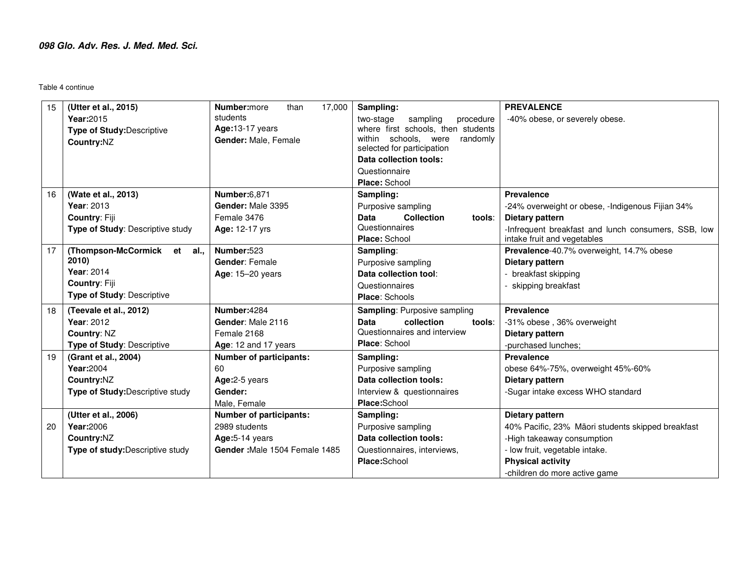Table 4 continue

| | | | | |
|---|---|---|---|---|
| 15 | **(Utter et al., 2015)**<br>**Year:**2015<br>**Type of Study:**Descriptive<br>**Country:**NZ | **Number:**more than 17,000 students<br>**Age:**13-17 years<br>**Gender:** Male, Female | **Sampling:**<br>two-stage sampling procedure where first schools, then students within schools, were randomly selected for participation<br>**Data collection tools:**<br>Questionnaire<br>**Place:** School | **PREVALENCE**<br>-40% obese, or severely obese. |
| 16 | **(Wate et al., 2013)**<br>**Year**: 2013<br>**Country**: Fiji<br>**Type of Study**: Descriptive study | **Number:**6,871<br>**Gender:** Male 3395<br>Female 3476<br>**Age:** 12-17 yrs | **Sampling:**<br>Purposive sampling<br>**Data Collection tools**: Questionnaires<br>**Place:** School | **Prevalence**<br>-24% overweight or obese, -Indigenous Fijian 34%<br>**Dietary pattern**<br>-Infrequent breakfast and lunch consumers, SSB, low intake fruit and vegetables |
| 17 | **(Thompson-McCormick et al., 2010)**<br>**Year**: 2014<br>**Country**: Fiji<br>**Type of Study**: Descriptive | **Number:**523<br>**Gender**: Female<br>**Age**: 15–20 years | **Sampling**:<br>Purposive sampling<br>**Data collection tool**:<br>Questionnaires<br>**Place**: Schools | **Prevalence**-40.7% overweight, 14.7% obese<br>**Dietary pattern**<br>- breakfast skipping<br>- skipping breakfast |
| 18 | **(Teevale et al., 2012)**<br>**Year**: 2012<br>**Country**: NZ<br>**Type of Study**: Descriptive | **Number:**4284<br>**Gender**: Male 2116<br>Female 2168<br>**Age**: 12 and 17 years | **Sampling**: Purposive sampling<br>**Data collection tools**: Questionnaires and interview<br>**Place**: School | **Prevalence**<br>-31% obese , 36% overweight<br>**Dietary pattern**<br>-purchased lunches; |
| 19 | **(Grant et al., 2004)**<br>**Year:**2004<br>**Country:**NZ<br>**Type of Study:**Descriptive study | **Number of participants:**<br>60<br>**Age:**2-5 years<br>**Gender:**<br>Male, Female | **Sampling:**<br>Purposive sampling<br>**Data collection tools:**<br>Interview & questionnaires<br>**Place:**School | **Prevalence**<br>obese 64%-75%, overweight 45%-60%<br>**Dietary pattern**<br>-Sugar intake excess WHO standard |
| 20 | **(Utter et al., 2006)**<br>**Year:**2006<br>**Country:**NZ<br>**Type of study:**Descriptive study | **Number of participants:**<br>2989 students<br>**Age:**5-14 years<br>**Gender :**Male 1504 Female 1485 | **Sampling:**<br>Purposive sampling<br>**Data collection tools:**<br>Questionnaires, interviews,<br>**Place:**School | **Dietary pattern**<br>40% Pacific, 23% Māori students skipped breakfast<br>-High takeaway consumption<br>- low fruit, vegetable intake.<br>**Physical activity**<br>-children do more active game |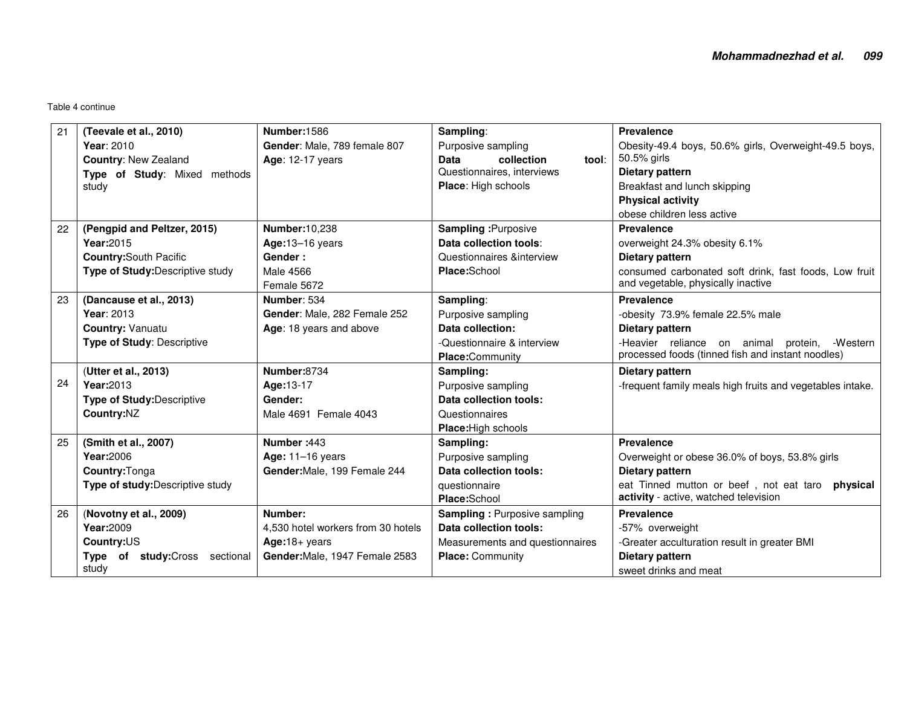Table 4 continue

| | | | | |
|---|---|---|---|---|
| 21 | **(Teevale et al., 2010)**<br>**Year**: 2010<br>**Country**: New Zealand<br>**Type of Study**: Mixed methods study | **Number:**1586<br>**Gender**: Male, 789 female 807<br>**Age**: 12-17 years | **Sampling**:<br>Purposive sampling<br>**Data collection tool**: Questionnaires, interviews<br>**Place**: High schools | **Prevalence**<br>Obesity-49.4 boys, 50.6% girls, Overweight-49.5 boys, 50.5% girls<br>**Dietary pattern**<br>Breakfast and lunch skipping<br>**Physical activity**<br>obese children less active |
| 22 | **(Pengpid and Peltzer, 2015)**<br>**Year:**2015<br>**Country:**South Pacific<br>**Type of Study:**Descriptive study | **Number:**10,238<br>**Age:**13–16 years<br>**Gender :**<br>Male 4566<br>Female 5672 | **Sampling :**Purposive<br>**Data collection tools**:<br>Questionnaires &interview<br>**Place:**School | **Prevalence**<br>overweight 24.3% obesity 6.1%<br>**Dietary pattern**<br>consumed carbonated soft drink, fast foods, Low fruit and vegetable, physically inactive |
| 23 | **(Dancause et al., 2013)**<br>**Year**: 2013<br>**Country:** Vanuatu<br>**Type of Study**: Descriptive | **Number**: 534<br>**Gender**: Male, 282 Female 252<br>**Age**: 18 years and above | **Sampling**:<br>Purposive sampling<br>**Data collection:**<br>-Questionnaire & interview<br>**Place:**Community | **Prevalence**<br>-obesity 73.9% female 22.5% male<br>**Dietary pattern**<br>-Heavier reliance on animal protein, -Western processed foods (tinned fish and instant noodles) |
| 24 | **(Utter et al., 2013)**<br>**Year:**2013<br>**Type of Study:**Descriptive<br>**Country:**NZ | **Number:**8734<br>**Age:**13-17<br>**Gender:**<br>Male 4691 Female 4043 | **Sampling:**<br>Purposive sampling<br>**Data collection tools:**<br>Questionnaires<br>**Place:**High schools | **Dietary pattern**<br>-frequent family meals high fruits and vegetables intake. |
| 25 | **(Smith et al., 2007)**<br>**Year:**2006<br>**Country:**Tonga<br>**Type of study:**Descriptive study | **Number :**443<br>**Age:** 11–16 years<br>**Gender:**Male, 199 Female 244 | **Sampling:**<br>Purposive sampling<br>**Data collection tools:**<br>questionnaire<br>**Place:**School | **Prevalence**<br>Overweight or obese 36.0% of boys, 53.8% girls<br>**Dietary pattern**<br>eat Tinned mutton or beef , not eat taro **physical activity** - active, watched television |
| 26 | **(Novotny et al., 2009)**<br>**Year:**2009<br>**Country:**US<br>**Type of study:**Cross sectional study | **Number:**<br>4,530 hotel workers from 30 hotels<br>**Age:**18+ years<br>**Gender:**Male, 1947 Female 2583 | **Sampling :** Purposive sampling<br>**Data collection tools:**<br>Measurements and questionnaires<br>**Place:** Community | **Prevalence**<br>-57% overweight<br>-Greater acculturation result in greater BMI<br>**Dietary pattern**<br>sweet drinks and meat |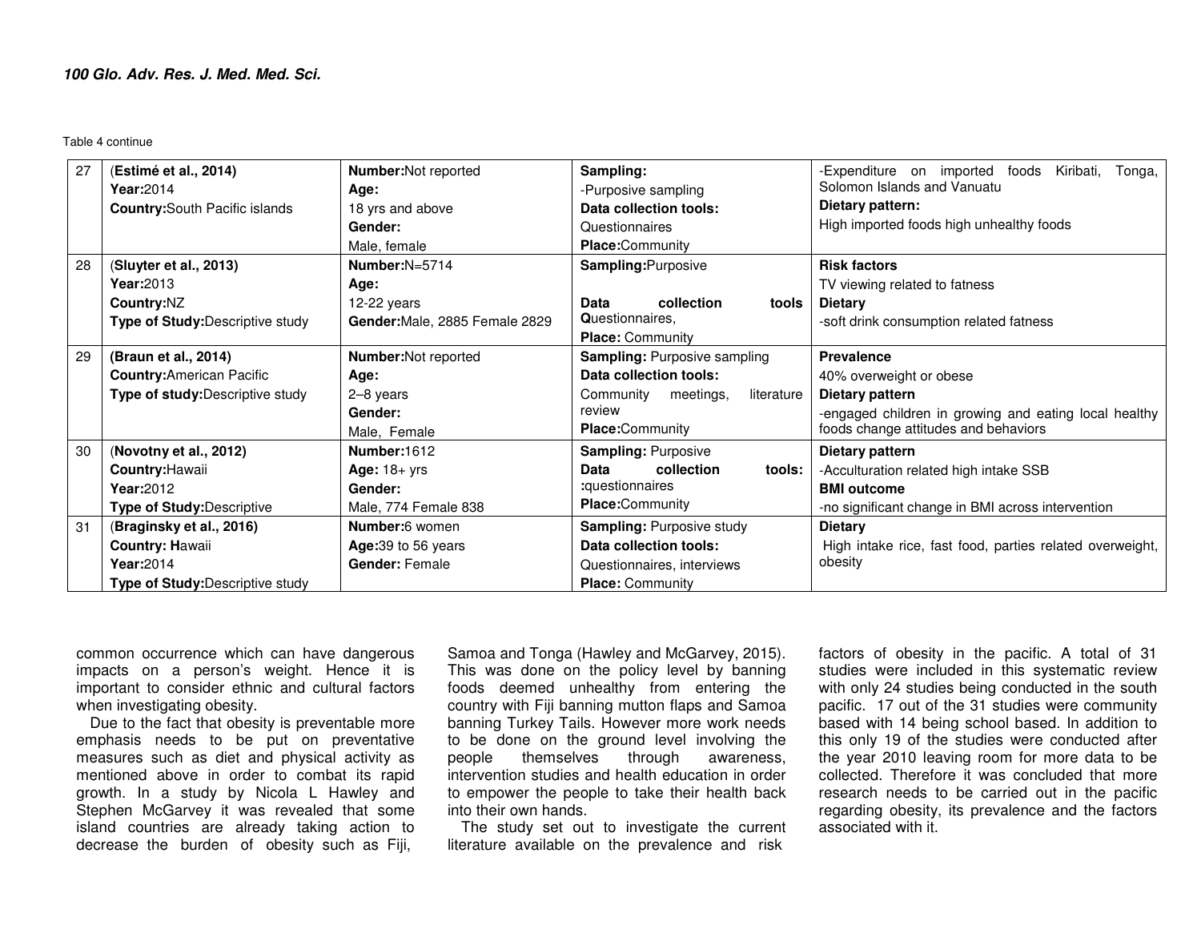Table 4 continue

| | | | | |
|---|---|---|---|---|
| 27 | (**Estimé et al., 2014)**<br>**Year:**2014<br>**Country:**South Pacific islands | **Number:**Not reported<br>**Age:**<br>18 yrs and above<br>**Gender:**<br>Male, female | **Sampling:**<br>-Purposive sampling<br>**Data collection tools:**<br>Questionnaires<br>**Place:**Community | -Expenditure on imported foods Kiribati, Tonga, Solomon Islands and Vanuatu<br>**Dietary pattern:**<br>High imported foods high unhealthy foods |
| 28 | (**Sluyter et al., 2013)**<br>**Year:**2013<br>**Country:**NZ<br>**Type of Study:**Descriptive study | **Number:**N=5714<br>**Age:**<br>12-22 years<br>**Gender:**Male, 2885 Female 2829 | **Sampling:**Purposive<br><br>**Data collection tools Q**uestionnaires,<br>**Place:** Community | **Risk factors**<br>TV viewing related to fatness<br>**Dietary**<br>-soft drink consumption related fatness |
| 29 | **(Braun et al., 2014)**<br>**Country:**American Pacific<br>**Type of study:**Descriptive study | **Number:**Not reported<br>**Age:**<br>2–8 years<br>**Gender:**<br>Male, Female | **Sampling:** Purposive sampling<br>**Data collection tools:**<br>Community meetings, literature review<br>**Place:**Community | **Prevalence**<br>40% overweight or obese<br>**Dietary pattern**<br>-engaged children in growing and eating local healthy foods change attitudes and behaviors |
| 30 | (**Novotny et al., 2012)**<br>**Country:**Hawaii<br>**Year:**2012<br>**Type of Study:**Descriptive | **Number:**1612<br>**Age:** 18+ yrs<br>**Gender:**<br>Male, 774 Female 838 | **Sampling:** Purposive<br>**Data collection tools:** :questionnaires<br>**Place:**Community | **Dietary pattern**<br>-Acculturation related high intake SSB<br>**BMI outcome**<br>-no significant change in BMI across intervention |
| 31 | (**Braginsky et al., 2016)**<br>**Country: H**awaii<br>**Year:**2014<br>**Type of Study:**Descriptive study | **Number:**6 women<br>**Age:**39 to 56 years<br>**Gender:** Female | **Sampling:** Purposive study<br>**Data collection tools:**<br>Questionnaires, interviews<br>**Place:** Community | **Dietary**<br>High intake rice, fast food, parties related overweight, obesity |

common occurrence which can have dangerous impacts on a person's weight. Hence it is important to consider ethnic and cultural factors when investigating obesity.

Due to the fact that obesity is preventable more emphasis needs to be put on preventative measures such as diet and physical activity as mentioned above in order to combat its rapid growth. In a study by Nicola L Hawley and Stephen McGarvey it was revealed that some island countries are already taking action to decrease the burden of obesity such as Fiji, Samoa and Tonga (Hawley and McGarvey, 2015). This was done on the policy level by banning foods deemed unhealthy from entering the country with Fiji banning mutton flaps and Samoa banning Turkey Tails. However more work needs to be done on the ground level involving the people themselves through awareness, intervention studies and health education in order to empower the people to take their health back into their own hands.

The study set out to investigate the current literature available on the prevalence and risk factors of obesity in the pacific. A total of 31 studies were included in this systematic review with only 24 studies being conducted in the south pacific. 17 out of the 31 studies were community based with 14 being school based. In addition to this only 19 of the studies were conducted after the year 2010 leaving room for more data to be collected. Therefore it was concluded that more research needs to be carried out in the pacific regarding obesity, its prevalence and the factors associated with it.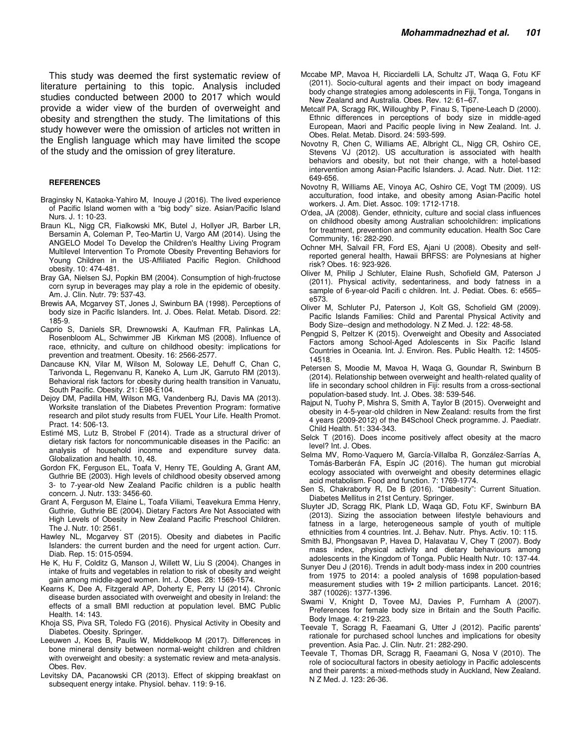This study was deemed the first systematic review of literature pertaining to this topic. Analysis included studies conducted between 2000 to 2017 which would provide a wider view of the burden of overweight and obesity and strengthen the study. The limitations of this study however were the omission of articles not written in the English language which may have limited the scope of the study and the omission of grey literature.

## REFERENCES

Braginsky N, Kataoka-Yahiro M, Inouye J (2016). The lived experience of Pacific Island women with a "big body" size. Asian/Pacific Island Nurs. J. 1: 10-23.

Braun KL, Nigg CR, Fialkowski MK, Butel J, Hollyer JR, Barber LR, Bersamin A, Coleman P, Teo-Martin U, Vargo AM (2014). Using the ANGELO Model To Develop the Children's Healthy Living Program Multilevel Intervention To Promote Obesity Preventing Behaviors for Young Children in the US-Affiliated Pacific Region. Childhood obesity. 10: 474-481.

Bray GA, Nielsen SJ, Popkin BM (2004). Consumption of high-fructose corn syrup in beverages may play a role in the epidemic of obesity. Am. J. Clin. Nutr. 79: 537-43.

Brewis AA, Mcgarvey ST, Jones J, Swinburn BA (1998). Perceptions of body size in Pacific Islanders. Int. J. Obes. Relat. Metab. Disord. 22: 185-9.

Caprio S, Daniels SR, Drewnowski A, Kaufman FR, Palinkas LA, Rosenbloom AL, Schwimmer JB Kirkman MS (2008). Influence of race, ethnicity, and culture on childhood obesity: implications for prevention and treatment. Obesity. 16: 2566-2577.

Dancause KN, Vilar M, Wilson M, Soloway LE, Dehuff C, Chan C, Tarivonda L, Regenvanu R, Kaneko A, Lum JK, Garruto RM (2013). Behavioral risk factors for obesity during health transition in Vanuatu, South Pacific. Obesity. 21: E98-E104.

Dejoy DM, Padilla HM, Wilson MG, Vandenberg RJ, Davis MA (2013). Worksite translation of the Diabetes Prevention Program: formative research and pilot study results from FUEL Your Life. Health Promot. Pract. 14: 506-13.

Estimé MS, Lutz B, Strobel F (2014). Trade as a structural driver of dietary risk factors for noncommunicable diseases in the Pacific: an analysis of household income and expenditure survey data. Globalization and health. 10, 48.

Gordon FK, Ferguson EL, Toafa V, Henry TE, Goulding A, Grant AM, Guthrie BE (2003). High levels of childhood obesity observed among 3- to 7-year-old New Zealand Pacific children is a public health concern. J. Nutr. 133: 3456-60.

Grant A, Ferguson M, Elaine L, Toafa Viliami, Teavekura Emma Henry, Guthrie, Guthrie BE (2004). Dietary Factors Are Not Associated with High Levels of Obesity in New Zealand Pacific Preschool Children. The J. Nutr. 10: 2561.

Hawley NL, Mcgarvey ST (2015). Obesity and diabetes in Pacific Islanders: the current burden and the need for urgent action. Curr. Diab. Rep. 15: 015-0594.

He K, Hu F, Colditz G, Manson J, Willett W, Liu S (2004). Changes in intake of fruits and vegetables in relation to risk of obesity and weight gain among middle-aged women. Int. J. Obes. 28: 1569-1574.

Kearns K, Dee A, Fitzgerald AP, Doherty E, Perry IJ (2014). Chronic disease burden associated with overweight and obesity in Ireland: the effects of a small BMI reduction at population level. BMC Public Health. 14: 143.

Khoja SS, Piva SR, Toledo FG (2016). Physical Activity in Obesity and Diabetes. Obesity. Springer.

Leeuwen J, Koes B, Paulis W, Middelkoop M (2017). Differences in bone mineral density between normal-weight children and children with overweight and obesity: a systematic review and meta-analysis. Obes. Rev.

Levitsky DA, Pacanowski CR (2013). Effect of skipping breakfast on subsequent energy intake. Physiol. behav. 119: 9-16.

Mccabe MP, Mavoa H, Ricciardelli LA, Schultz JT, Waqa G, Fotu KF (2011). Socio-cultural agents and their impact on body imageand body change strategies among adolescents in Fiji, Tonga, Tongans in New Zealand and Australia. Obes. Rev. 12: 61–67.

Metcalf PA, Scragg RK, Willoughby P, Finau S, Tipene-Leach D (2000). Ethnic differences in perceptions of body size in middle-aged European, Maori and Pacific people living in New Zealand. Int. J. Obes. Relat. Metab. Disord. 24: 593-599.

Novotny R, Chen C, Williams AE, Albright CL, Nigg CR, Oshiro CE, Stevens VJ (2012). US acculturation is associated with health behaviors and obesity, but not their change, with a hotel-based intervention among Asian-Pacific Islanders. J. Acad. Nutr. Diet. 112: 649-656.

Novotny R, Williams AE, Vinoya AC, Oshiro CE, Vogt TM (2009). US acculturation, food intake, and obesity among Asian-Pacific hotel workers. J. Am. Diet. Assoc. 109: 1712-1718.

O'dea, JA (2008). Gender, ethnicity, culture and social class influences on childhood obesity among Australian schoolchildren: implications for treatment, prevention and community education. Health Soc Care Community, 16: 282-290.

Ochner MH, Salvail FR, Ford ES, Ajani U (2008). Obesity and self-reported general health, Hawaii BRFSS: are Polynesians at higher risk? Obes. 16: 923-926.

Oliver M, Philip J Schluter, Elaine Rush, Schofield GM, Paterson J (2011). Physical activity, sedentariness, and body fatness in a sample of 6-year-old Pacifi c children. Int. J. Pediat. Obes. 6: e565–e573.

Oliver M, Schluter PJ, Paterson J, Kolt GS, Schofield GM (2009). Pacific Islands Families: Child and Parental Physical Activity and Body Size--design and methodology. N Z Med. J. 122: 48-58.

Pengpid S, Peltzer K (2015). Overweight and Obesity and Associated Factors among School-Aged Adolescents in Six Pacific Island Countries in Oceania. Int. J. Environ. Res. Public Health. 12: 14505-14518.

Petersen S, Moodie M, Mavoa H, Waqa G, Goundar R, Swinburn B (2014). Relationship between overweight and health-related quality of life in secondary school children in Fiji: results from a cross-sectional population-based study. Int. J. Obes. 38: 539-546.

Rajput N, Tuohy P, Mishra S, Smith A, Taylor B (2015). Overweight and obesity in 4-5-year-old children in New Zealand: results from the first 4 years (2009-2012) of the B4School Check programme. J. Paediatr. Child Health. 51: 334-343.

Selck T (2016). Does income positively affect obesity at the macro level? Int. J. Obes.

Selma MV, Romo-Vaquero M, García-Villalba R, González-Sarrías A, Tomás-Barberán FA, Espín JC (2016). The human gut microbial ecology associated with overweight and obesity determines ellagic acid metabolism. Food and function. 7: 1769-1774.

Sen S, Chakraborty R, De B (2016). "Diabesity": Current Situation. Diabetes Mellitus in 21st Century. Springer.

Sluyter JD, Scragg RK, Plank LD, Waqa GD, Fotu KF, Swinburn BA (2013). Sizing the association between lifestyle behaviours and fatness in a large, heterogeneous sample of youth of multiple ethnicities from 4 countries. Int. J. Behav. Nutr. Phys. Activ. 10: 115.

Smith BJ, Phongsavan P, Havea D, Halavatau V, Chey T (2007). Body mass index, physical activity and dietary behaviours among adolescents in the Kingdom of Tonga. Public Health Nutr. 10: 137-44.

Sunyer Deu J (2016). Trends in adult body-mass index in 200 countries from 1975 to 2014: a pooled analysis of 1698 population-based measurement studies with 19• 2 million participants. Lancet. 2016; 387 (10026): 1377-1396.

Swami V, Knight D, Tovee MJ, Davies P, Furnham A (2007). Preferences for female body size in Britain and the South Pacific. Body Image. 4: 219-223.

Teevale T, Scragg R, Faeamani G, Utter J (2012). Pacific parents' rationale for purchased school lunches and implications for obesity prevention. Asia Pac. J. Clin. Nutr. 21: 282-290.

Teevale T, Thomas DR, Scragg R, Faeamani G, Nosa V (2010). The role of sociocultural factors in obesity aetiology in Pacific adolescents and their parents: a mixed-methods study in Auckland, New Zealand. N Z Med. J. 123: 26-36.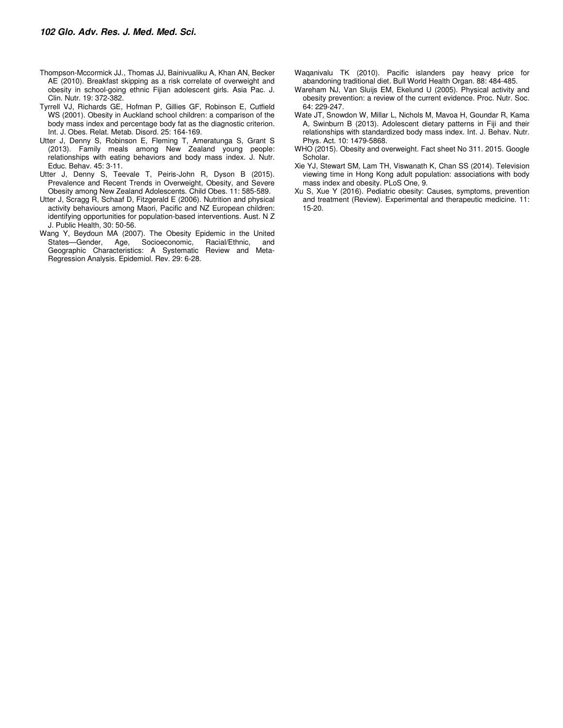Thompson-Mccormick JJ., Thomas JJ, Bainivualiku A, Khan AN, Becker AE (2010). Breakfast skipping as a risk correlate of overweight and obesity in school-going ethnic Fijian adolescent girls. Asia Pac. J. Clin. Nutr. 19: 372-382.

Tyrrell VJ, Richards GE, Hofman P, Gillies GF, Robinson E, Cutfield WS (2001). Obesity in Auckland school children: a comparison of the body mass index and percentage body fat as the diagnostic criterion. Int. J. Obes. Relat. Metab. Disord. 25: 164-169.

Utter J, Denny S, Robinson E, Fleming T, Ameratunga S, Grant S (2013). Family meals among New Zealand young people: relationships with eating behaviors and body mass index. J. Nutr. Educ. Behav. 45: 3-11.

Utter J, Denny S, Teevale T, Peiris-John R, Dyson B (2015). Prevalence and Recent Trends in Overweight, Obesity, and Severe Obesity among New Zealand Adolescents. Child Obes. 11: 585-589.

Utter J, Scragg R, Schaaf D, Fitzgerald E (2006). Nutrition and physical activity behaviours among Maori, Pacific and NZ European children: identifying opportunities for population-based interventions. Aust. N Z J. Public Health, 30: 50-56.

Wang Y, Beydoun MA (2007). The Obesity Epidemic in the United States—Gender, Age, Socioeconomic, Racial/Ethnic, and Geographic Characteristics: A Systematic Review and Meta-Regression Analysis. Epidemiol. Rev. 29: 6-28.

Waqanivalu TK (2010). Pacific islanders pay heavy price for abandoning traditional diet. Bull World Health Organ. 88: 484-485.

Wareham NJ, Van Sluijs EM, Ekelund U (2005). Physical activity and obesity prevention: a review of the current evidence. Proc. Nutr. Soc. 64: 229-247.

Wate JT, Snowdon W, Millar L, Nichols M, Mavoa H, Goundar R, Kama A, Swinburn B (2013). Adolescent dietary patterns in Fiji and their relationships with standardized body mass index. Int. J. Behav. Nutr. Phys. Act. 10: 1479-5868.

WHO (2015). Obesity and overweight. Fact sheet No 311. 2015. Google Scholar.

Xie YJ, Stewart SM, Lam TH, Viswanath K, Chan SS (2014). Television viewing time in Hong Kong adult population: associations with body mass index and obesity. PLoS One, 9.

Xu S, Xue Y (2016). Pediatric obesity: Causes, symptoms, prevention and treatment (Review). Experimental and therapeutic medicine. 11: 15-20.